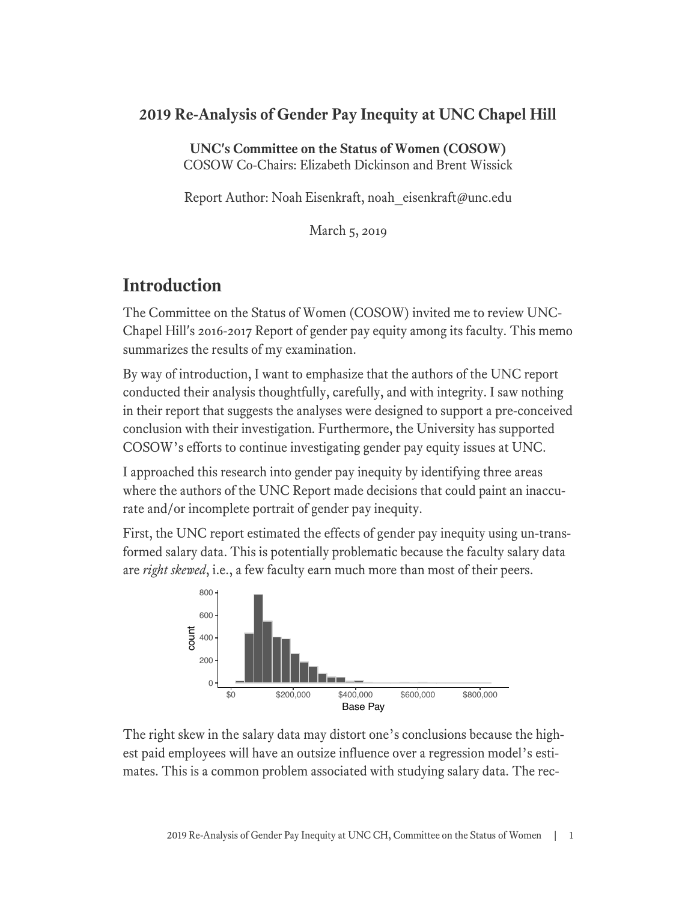**2019 Re-Analysis of Gender Pay Inequity at UNC Chapel Hill**

**UNC's Committee on the Status of Women (COSOW)**
COSOW Co-Chairs: Elizabeth Dickinson and Brent Wissick

Report Author: Noah Eisenkraft, noah_eisenkraft@unc.edu

March 5, 2019

# Introduction

The Committee on the Status of Women (COSOW) invited me to review UNC-Chapel Hill's 2016-2017 Report of gender pay equity among its faculty. This memo summarizes the results of my examination.

By way of introduction, I want to emphasize that the authors of the UNC report conducted their analysis thoughtfully, carefully, and with integrity. I saw nothing in their report that suggests the analyses were designed to support a pre-conceived conclusion with their investigation. Furthermore, the University has supported COSOW's efforts to continue investigating gender pay equity issues at UNC.

I approached this research into gender pay inequity by identifying three areas where the authors of the UNC Report made decisions that could paint an inaccurate and/or incomplete portrait of gender pay inequity.

First, the UNC report estimated the effects of gender pay inequity using un-transformed salary data. This is potentially problematic because the faculty salary data are *right skewed*, i.e., a few faculty earn much more than most of their peers.

The right skew in the salary data may distort one's conclusions because the highest paid employees will have an outsize influence over a regression model's estimates. This is a common problem associated with studying salary data. The rec-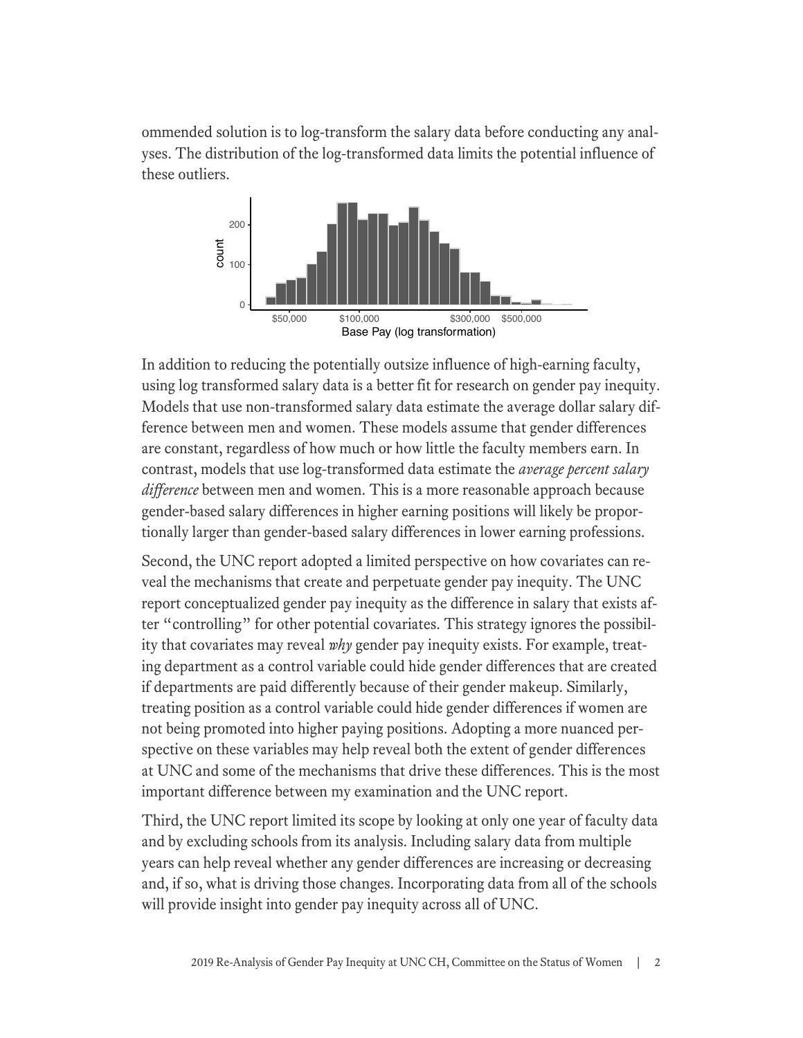ommended solution is to log-transform the salary data before conducting any analyses. The distribution of the log-transformed data limits the potential influence of these outliers.

In addition to reducing the potentially outsize influence of high-earning faculty, using log transformed salary data is a better fit for research on gender pay inequity. Models that use non-transformed salary data estimate the average dollar salary difference between men and women. These models assume that gender differences are constant, regardless of how much or how little the faculty members earn. In contrast, models that use log-transformed data estimate the *average percent salary difference* between men and women. This is a more reasonable approach because gender-based salary differences in higher earning positions will likely be proportionally larger than gender-based salary differences in lower earning professions.

Second, the UNC report adopted a limited perspective on how covariates can reveal the mechanisms that create and perpetuate gender pay inequity. The UNC report conceptualized gender pay inequity as the difference in salary that exists after "controlling" for other potential covariates. This strategy ignores the possibility that covariates may reveal *why* gender pay inequity exists. For example, treating department as a control variable could hide gender differences that are created if departments are paid differently because of their gender makeup. Similarly, treating position as a control variable could hide gender differences if women are not being promoted into higher paying positions. Adopting a more nuanced perspective on these variables may help reveal both the extent of gender differences at UNC and some of the mechanisms that drive these differences. This is the most important difference between my examination and the UNC report.

Third, the UNC report limited its scope by looking at only one year of faculty data and by excluding schools from its analysis. Including salary data from multiple years can help reveal whether any gender differences are increasing or decreasing and, if so, what is driving those changes. Incorporating data from all of the schools will provide insight into gender pay inequity across all of UNC.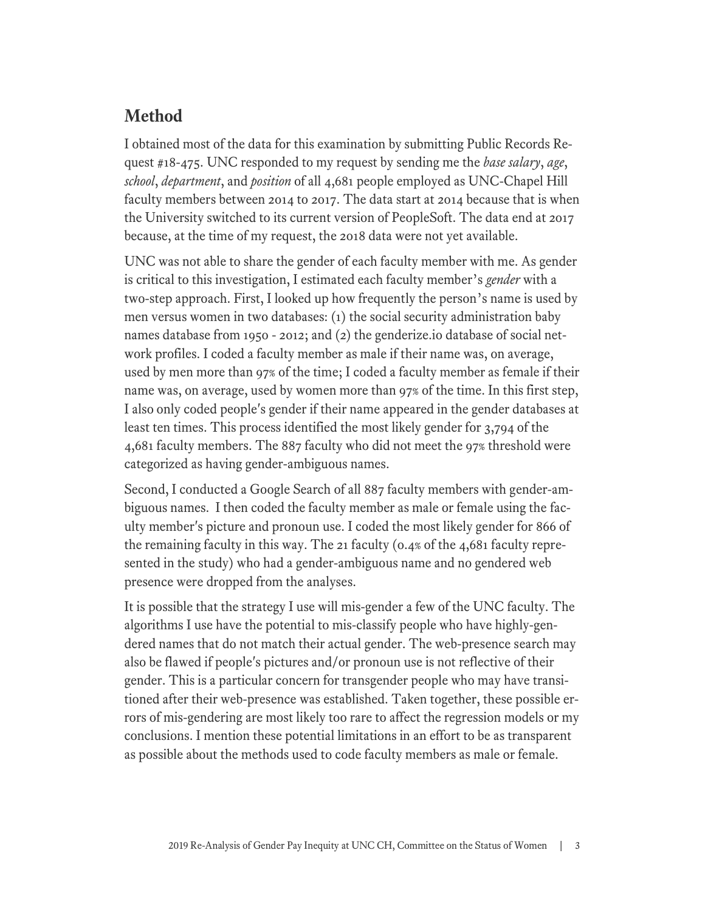## Method

I obtained most of the data for this examination by submitting Public Records Request #18-475. UNC responded to my request by sending me the *base salary*, *age*, *school*, *department*, and *position* of all 4,681 people employed as UNC-Chapel Hill faculty members between 2014 to 2017. The data start at 2014 because that is when the University switched to its current version of PeopleSoft. The data end at 2017 because, at the time of my request, the 2018 data were not yet available.

UNC was not able to share the gender of each faculty member with me. As gender is critical to this investigation, I estimated each faculty member's *gender* with a two-step approach. First, I looked up how frequently the person's name is used by men versus women in two databases: (1) the social security administration baby names database from 1950 - 2012; and (2) the genderize.io database of social network profiles. I coded a faculty member as male if their name was, on average, used by men more than 97% of the time; I coded a faculty member as female if their name was, on average, used by women more than 97% of the time. In this first step, I also only coded people's gender if their name appeared in the gender databases at least ten times. This process identified the most likely gender for 3,794 of the 4,681 faculty members. The 887 faculty who did not meet the 97% threshold were categorized as having gender-ambiguous names.

Second, I conducted a Google Search of all 887 faculty members with gender-ambiguous names. I then coded the faculty member as male or female using the faculty member's picture and pronoun use. I coded the most likely gender for 866 of the remaining faculty in this way. The 21 faculty (0.4% of the 4,681 faculty represented in the study) who had a gender-ambiguous name and no gendered web presence were dropped from the analyses.

It is possible that the strategy I use will mis-gender a few of the UNC faculty. The algorithms I use have the potential to mis-classify people who have highly-gendered names that do not match their actual gender. The web-presence search may also be flawed if people's pictures and/or pronoun use is not reflective of their gender. This is a particular concern for transgender people who may have transitioned after their web-presence was established. Taken together, these possible errors of mis-gendering are most likely too rare to affect the regression models or my conclusions. I mention these potential limitations in an effort to be as transparent as possible about the methods used to code faculty members as male or female.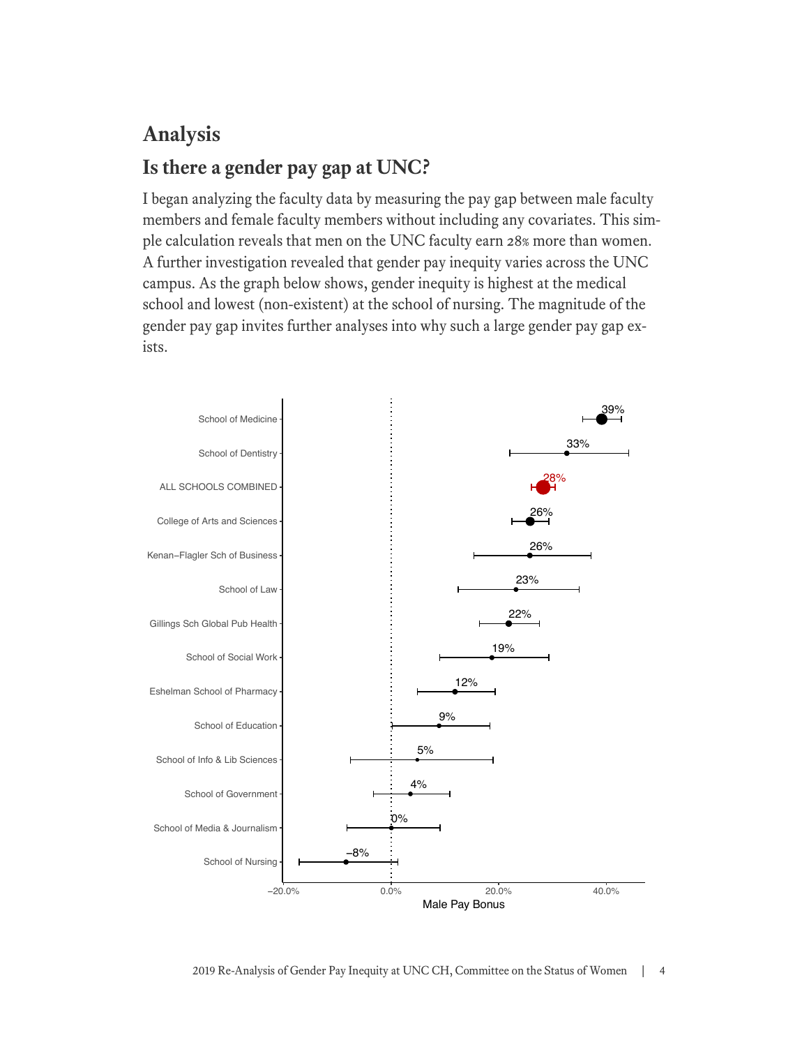# Analysis

## Is there a gender pay gap at UNC?

I began analyzing the faculty data by measuring the pay gap between male faculty members and female faculty members without including any covariates. This simple calculation reveals that men on the UNC faculty earn 28% more than women. A further investigation revealed that gender pay inequity varies across the UNC campus. As the graph below shows, gender inequity is highest at the medical school and lowest (non-existent) at the school of nursing. The magnitude of the gender pay gap invites further analyses into why such a large gender pay gap exists.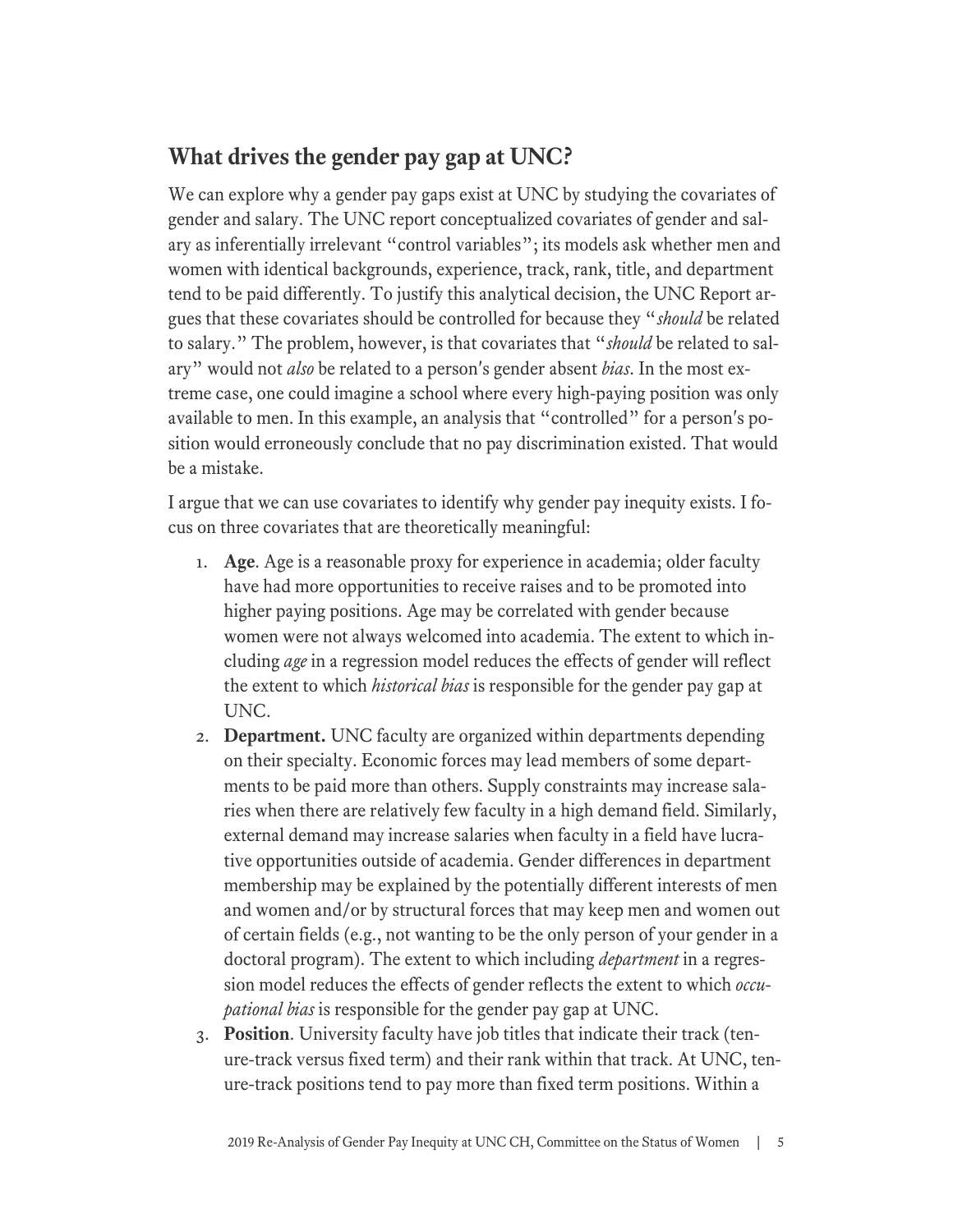## What drives the gender pay gap at UNC?

We can explore why a gender pay gaps exist at UNC by studying the covariates of gender and salary. The UNC report conceptualized covariates of gender and salary as inferentially irrelevant "control variables"; its models ask whether men and women with identical backgrounds, experience, track, rank, title, and department tend to be paid differently. To justify this analytical decision, the UNC Report argues that these covariates should be controlled for because they "*should* be related to salary." The problem, however, is that covariates that "*should* be related to salary" would not *also* be related to a person's gender absent *bias*. In the most extreme case, one could imagine a school where every high-paying position was only available to men. In this example, an analysis that "controlled" for a person's position would erroneously conclude that no pay discrimination existed. That would be a mistake.

I argue that we can use covariates to identify why gender pay inequity exists. I focus on three covariates that are theoretically meaningful:

1. **Age**. Age is a reasonable proxy for experience in academia; older faculty have had more opportunities to receive raises and to be promoted into higher paying positions. Age may be correlated with gender because women were not always welcomed into academia. The extent to which including *age* in a regression model reduces the effects of gender will reflect the extent to which *historical bias* is responsible for the gender pay gap at UNC.
2. **Department.** UNC faculty are organized within departments depending on their specialty. Economic forces may lead members of some departments to be paid more than others. Supply constraints may increase salaries when there are relatively few faculty in a high demand field. Similarly, external demand may increase salaries when faculty in a field have lucrative opportunities outside of academia. Gender differences in department membership may be explained by the potentially different interests of men and women and/or by structural forces that may keep men and women out of certain fields (e.g., not wanting to be the only person of your gender in a doctoral program). The extent to which including *department* in a regression model reduces the effects of gender reflects the extent to which *occupational bias* is responsible for the gender pay gap at UNC.
3. **Position**. University faculty have job titles that indicate their track (tenure-track versus fixed term) and their rank within that track. At UNC, tenure-track positions tend to pay more than fixed term positions. Within a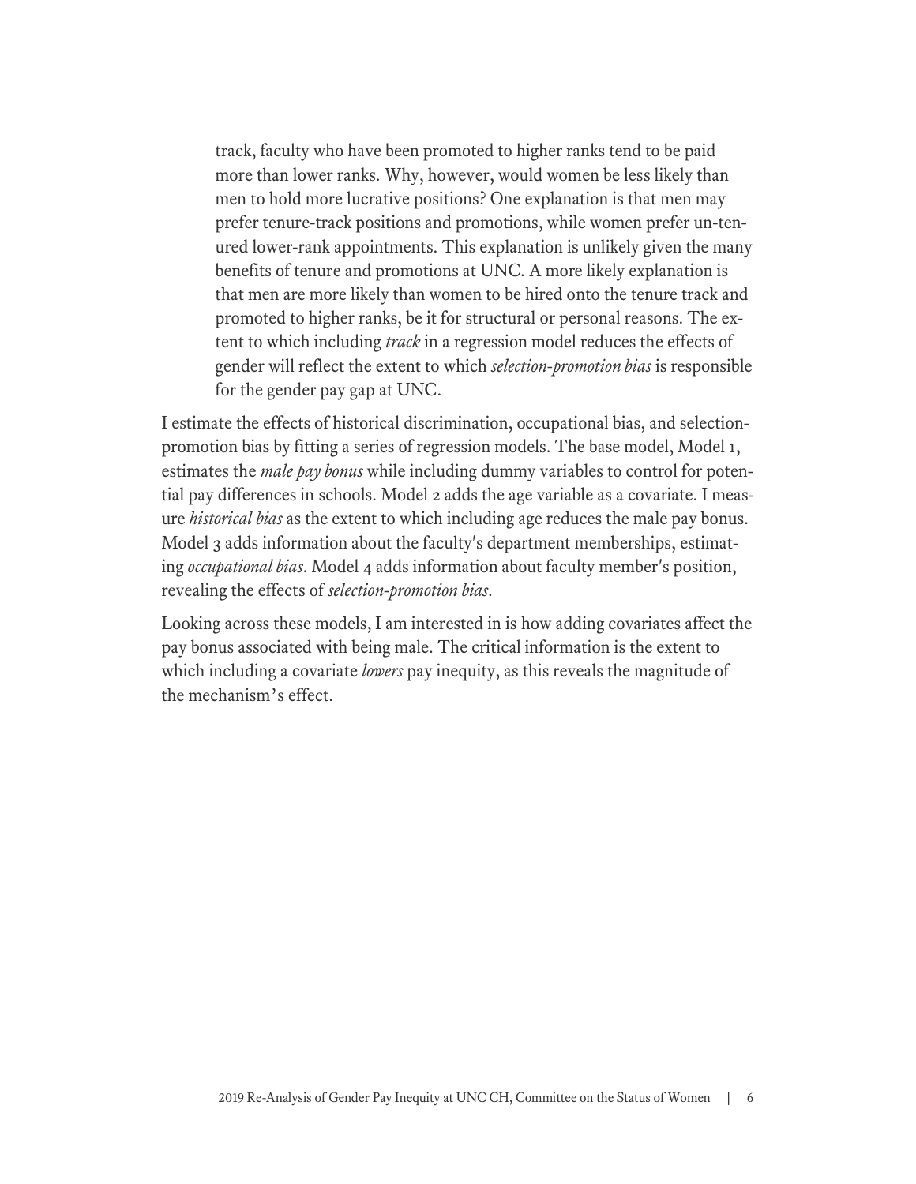track, faculty who have been promoted to higher ranks tend to be paid more than lower ranks. Why, however, would women be less likely than men to hold more lucrative positions? One explanation is that men may prefer tenure-track positions and promotions, while women prefer un-tenured lower-rank appointments. This explanation is unlikely given the many benefits of tenure and promotions at UNC. A more likely explanation is that men are more likely than women to be hired onto the tenure track and promoted to higher ranks, be it for structural or personal reasons. The extent to which including *track* in a regression model reduces the effects of gender will reflect the extent to which *selection-promotion bias* is responsible for the gender pay gap at UNC.

I estimate the effects of historical discrimination, occupational bias, and selection-promotion bias by fitting a series of regression models. The base model, Model 1, estimates the *male pay bonus* while including dummy variables to control for potential pay differences in schools. Model 2 adds the age variable as a covariate. I measure *historical bias* as the extent to which including age reduces the male pay bonus. Model 3 adds information about the faculty's department memberships, estimating *occupational bias*. Model 4 adds information about faculty member's position, revealing the effects of *selection-promotion bias*.

Looking across these models, I am interested in is how adding covariates affect the pay bonus associated with being male. The critical information is the extent to which including a covariate *lowers* pay inequity, as this reveals the magnitude of the mechanism's effect.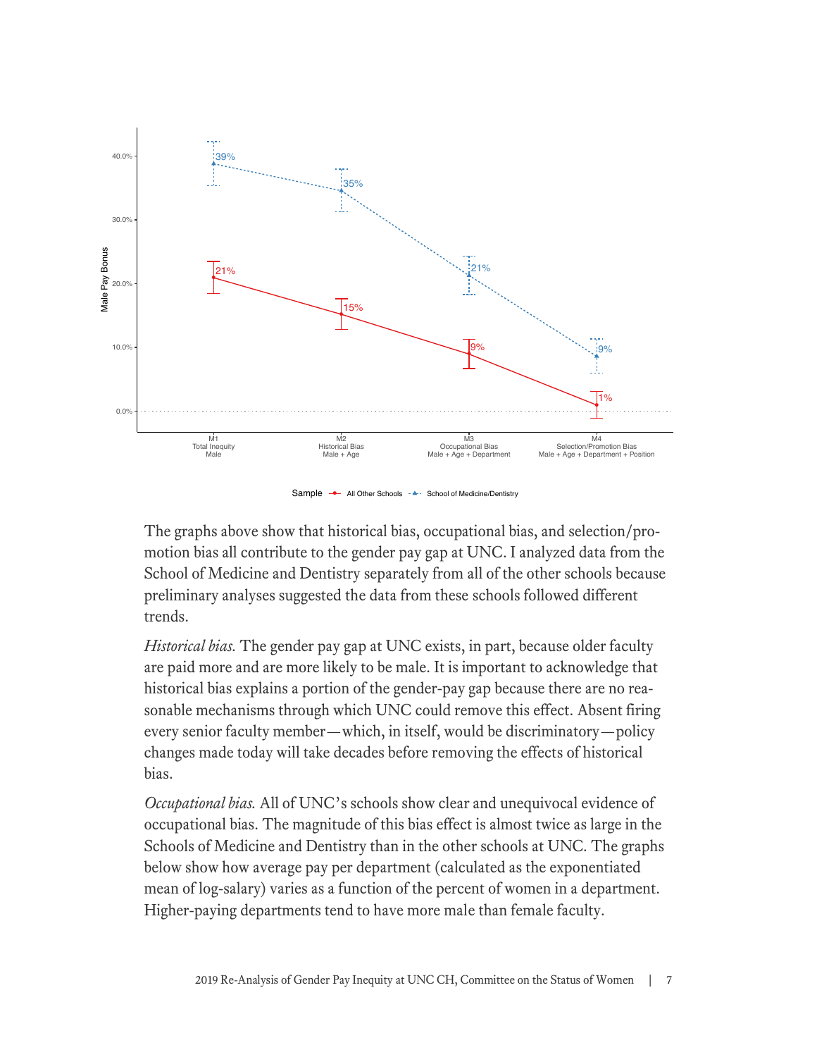The graphs above show that historical bias, occupational bias, and selection/promotion bias all contribute to the gender pay gap at UNC. I analyzed data from the School of Medicine and Dentistry separately from all of the other schools because preliminary analyses suggested the data from these schools followed different trends.

*Historical bias.* The gender pay gap at UNC exists, in part, because older faculty are paid more and are more likely to be male. It is important to acknowledge that historical bias explains a portion of the gender-pay gap because there are no reasonable mechanisms through which UNC could remove this effect. Absent firing every senior faculty member—which, in itself, would be discriminatory—policy changes made today will take decades before removing the effects of historical bias.

*Occupational bias.* All of UNC's schools show clear and unequivocal evidence of occupational bias. The magnitude of this bias effect is almost twice as large in the Schools of Medicine and Dentistry than in the other schools at UNC. The graphs below show how average pay per department (calculated as the exponentiated mean of log-salary) varies as a function of the percent of women in a department. Higher-paying departments tend to have more male than female faculty.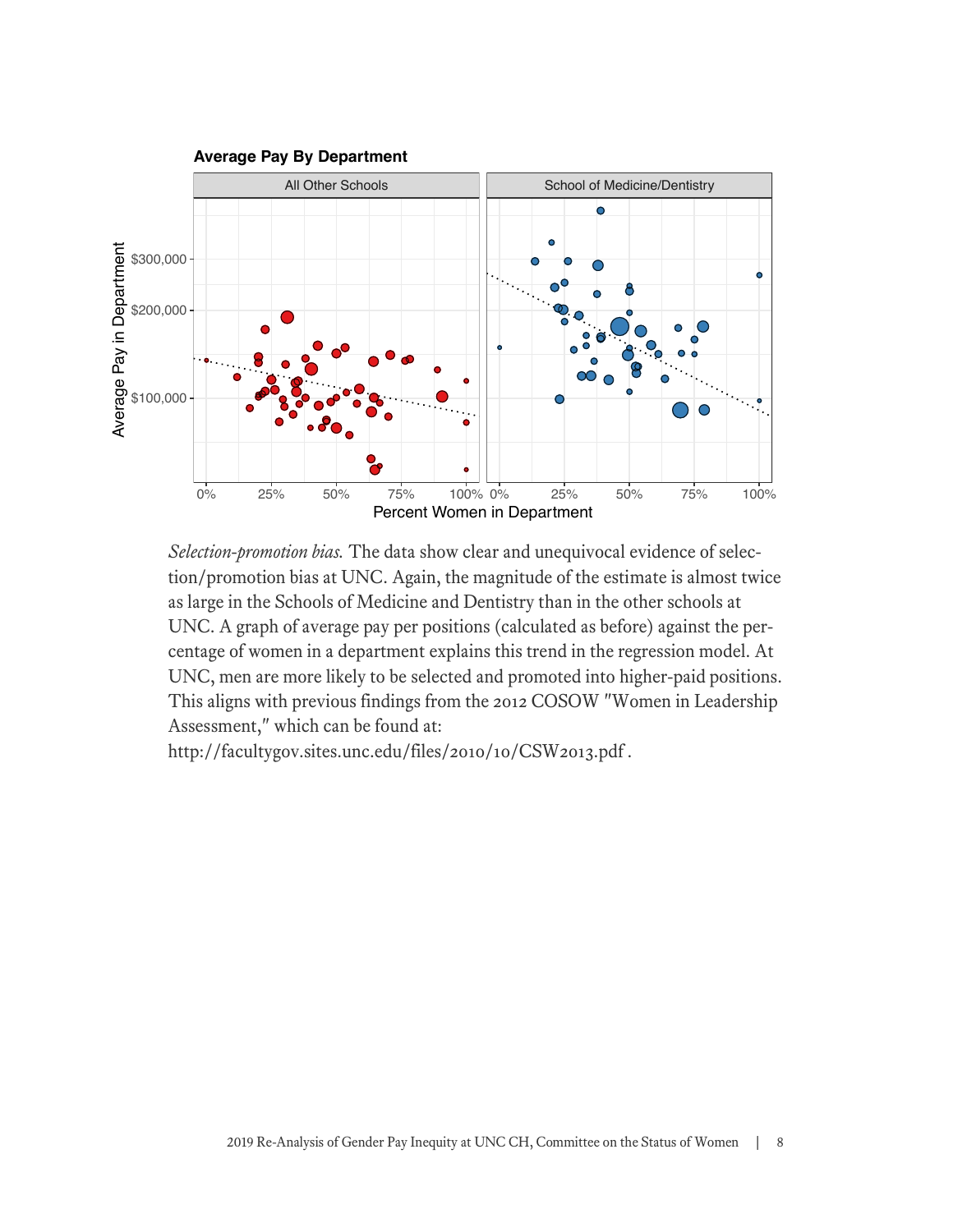*Selection-promotion bias.* The data show clear and unequivocal evidence of selection/promotion bias at UNC. Again, the magnitude of the estimate is almost twice as large in the Schools of Medicine and Dentistry than in the other schools at UNC. A graph of average pay per positions (calculated as before) against the percentage of women in a department explains this trend in the regression model. At UNC, men are more likely to be selected and promoted into higher-paid positions. This aligns with previous findings from the 2012 COSOW "Women in Leadership Assessment," which can be found at:
http://facultygov.sites.unc.edu/files/2010/10/CSW2013.pdf .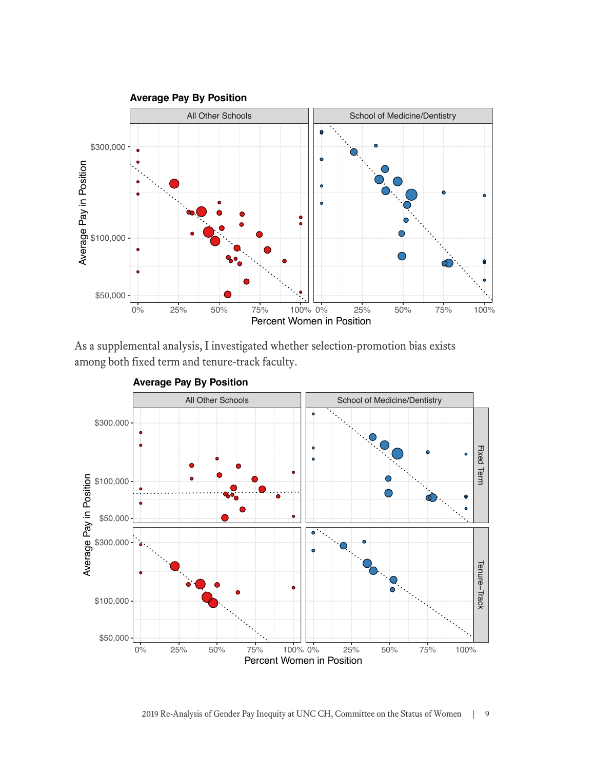**Average Pay By Position**

All Other Schools | School of Medicine/Dentistry

Average Pay in Position: $50,000, $100,000, $300,000

Percent Women in Position: 0%, 25%, 50%, 75%, 100%

As a supplemental analysis, I investigated whether selection-promotion bias exists among both fixed term and tenure-track faculty.

**Average Pay By Position**

All Other Schools | School of Medicine/Dentistry

Fixed Term | Tenure–Track

Average Pay in Position: $50,000, $100,000, $300,000

Percent Women in Position: 0%, 25%, 50%, 75%, 100%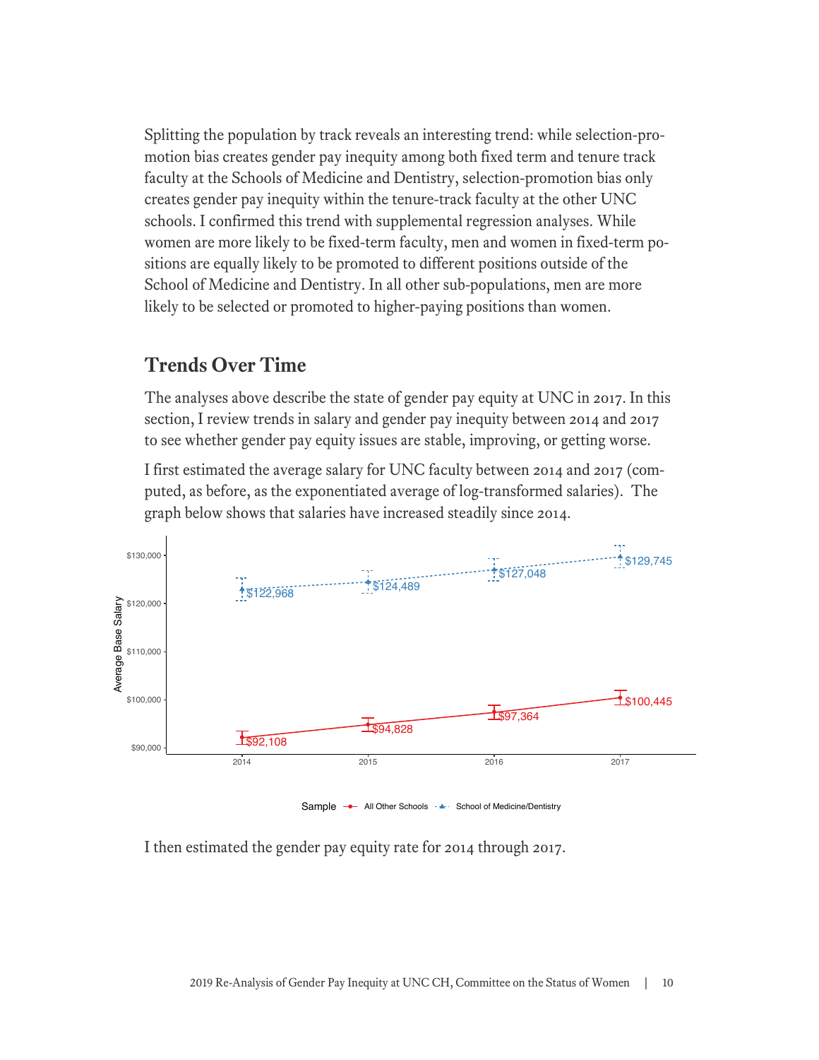Splitting the population by track reveals an interesting trend: while selection-promotion bias creates gender pay inequity among both fixed term and tenure track faculty at the Schools of Medicine and Dentistry, selection-promotion bias only creates gender pay inequity within the tenure-track faculty at the other UNC schools. I confirmed this trend with supplemental regression analyses. While women are more likely to be fixed-term faculty, men and women in fixed-term positions are equally likely to be promoted to different positions outside of the School of Medicine and Dentistry. In all other sub-populations, men are more likely to be selected or promoted to higher-paying positions than women.

## Trends Over Time

The analyses above describe the state of gender pay equity at UNC in 2017. In this section, I review trends in salary and gender pay inequity between 2014 and 2017 to see whether gender pay equity issues are stable, improving, or getting worse.

I first estimated the average salary for UNC faculty between 2014 and 2017 (computed, as before, as the exponentiated average of log-transformed salaries). The graph below shows that salaries have increased steadily since 2014.

I then estimated the gender pay equity rate for 2014 through 2017.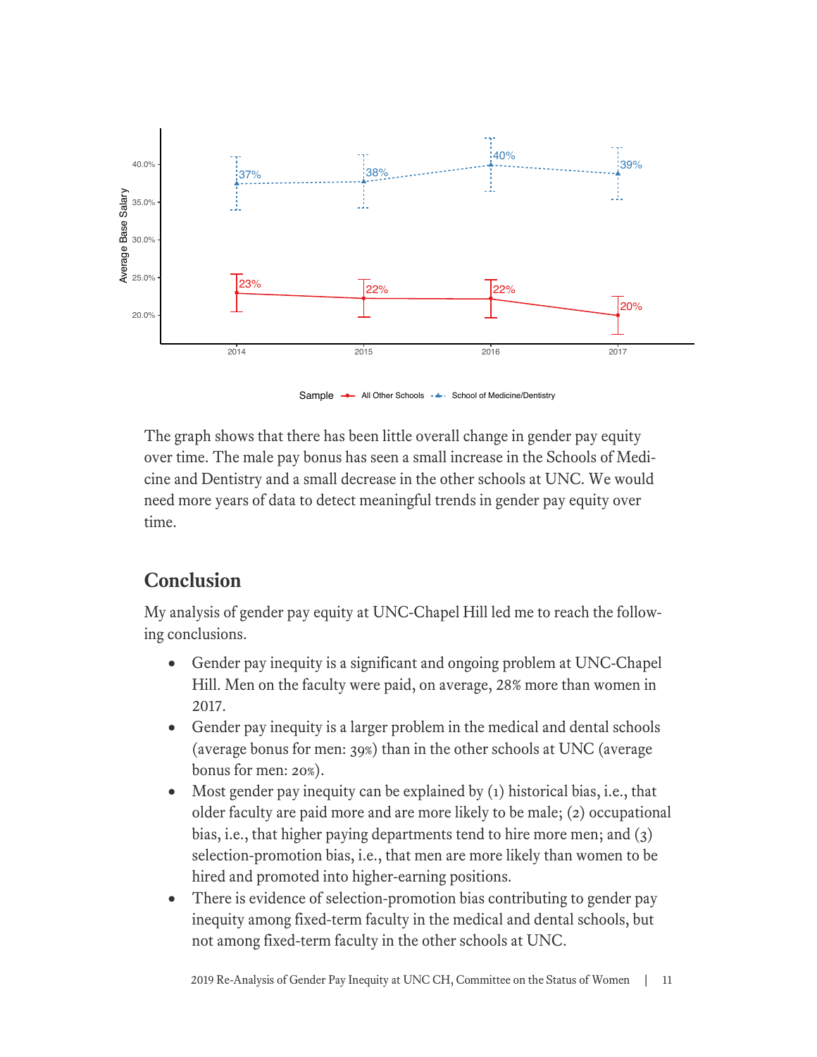The graph shows that there has been little overall change in gender pay equity over time. The male pay bonus has seen a small increase in the Schools of Medicine and Dentistry and a small decrease in the other schools at UNC. We would need more years of data to detect meaningful trends in gender pay equity over time.

## Conclusion

My analysis of gender pay equity at UNC-Chapel Hill led me to reach the following conclusions.

- Gender pay inequity is a significant and ongoing problem at UNC-Chapel Hill. Men on the faculty were paid, on average, 28% more than women in 2017.
- Gender pay inequity is a larger problem in the medical and dental schools (average bonus for men: 39%) than in the other schools at UNC (average bonus for men: 20%).
- Most gender pay inequity can be explained by (1) historical bias, i.e., that older faculty are paid more and are more likely to be male; (2) occupational bias, i.e., that higher paying departments tend to hire more men; and (3) selection-promotion bias, i.e., that men are more likely than women to be hired and promoted into higher-earning positions.
- There is evidence of selection-promotion bias contributing to gender pay inequity among fixed-term faculty in the medical and dental schools, but not among fixed-term faculty in the other schools at UNC.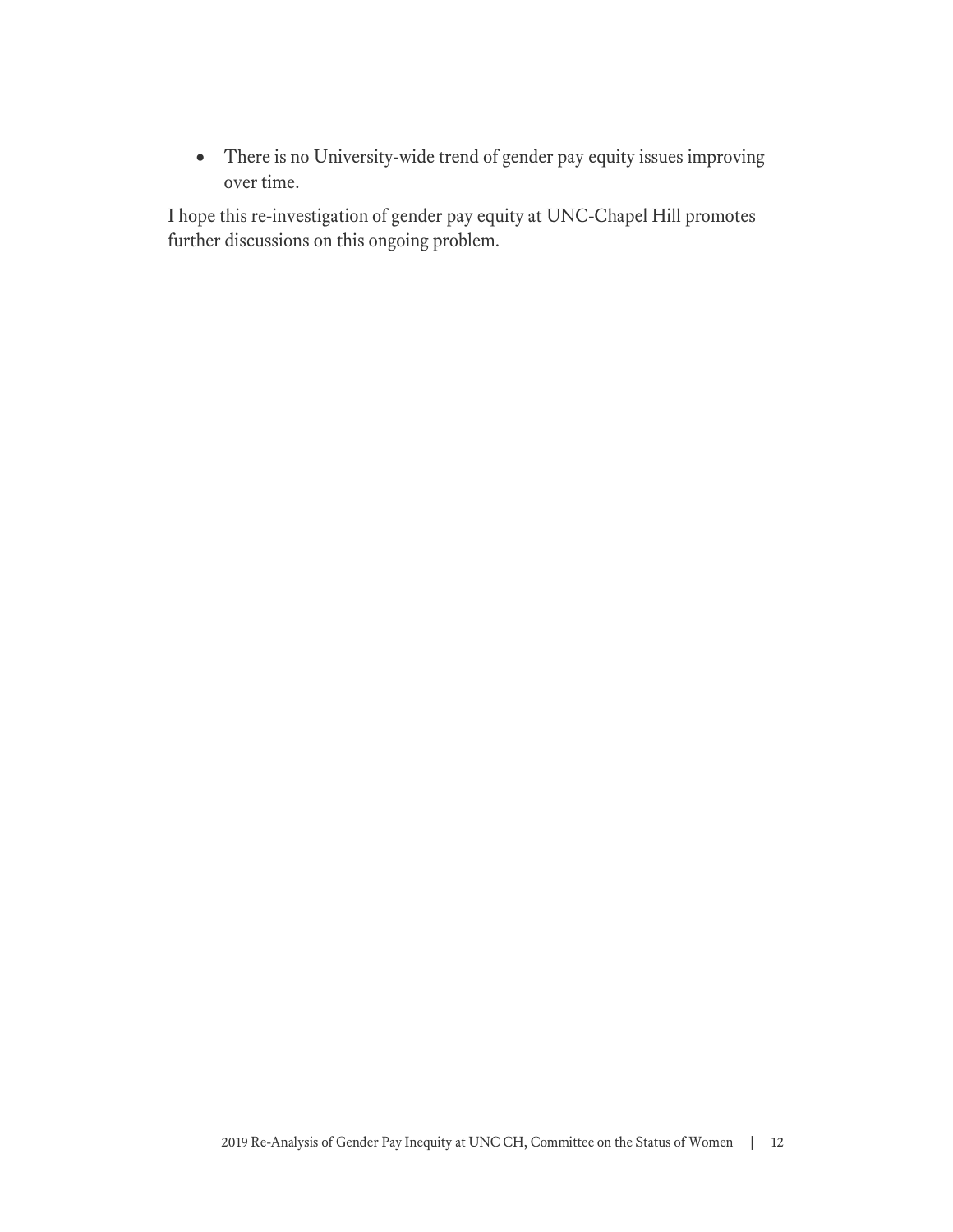- There is no University-wide trend of gender pay equity issues improving over time.

I hope this re-investigation of gender pay equity at UNC-Chapel Hill promotes further discussions on this ongoing problem.